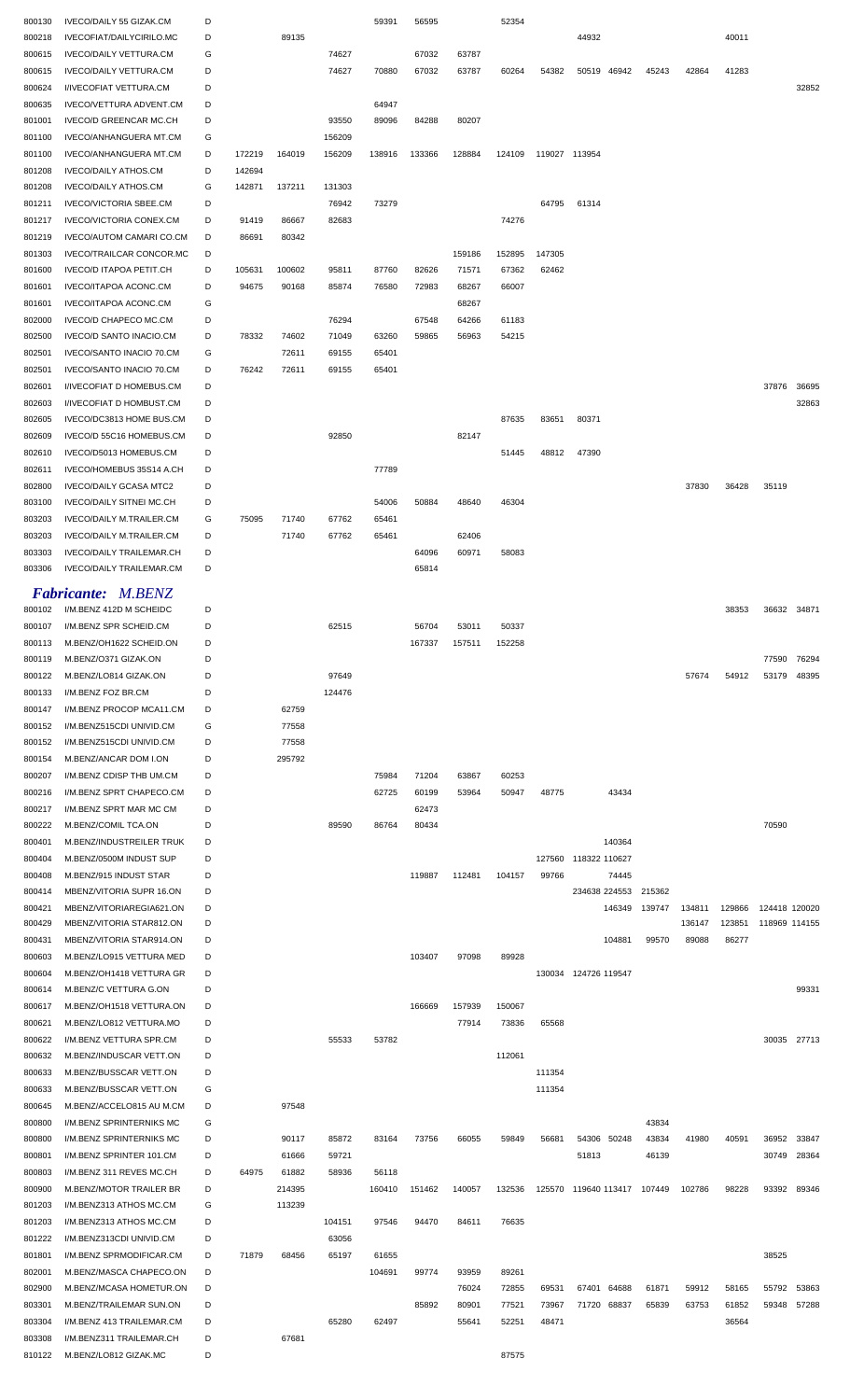| | | | | | | | | | | | | | | | | | |
|---|---|---|---|---|---|---|---|---|---|---|---|---|---|---|---|---|---|
| 800130 | IVECO/DAILY 55 GIZAK.CM | D | | | | 59391 | 56595 | | 52354 | | | | | | | | |
| 800218 | IVECOFIAT/DAILYCIRILO.MC | D | | 89135 | | | | | | | 44932 | | | | 40011 | | |
| 800615 | IVECO/DAILY VETTURA.CM | G | | | 74627 | | 67032 | 63787 | | | | | | | | | |
| 800615 | IVECO/DAILY VETTURA.CM | D | | | 74627 | 70880 | 67032 | 63787 | 60264 | 54382 | 50519 | 46942 | 45243 | 42864 | 41283 | | |
| 800624 | I/IVECOFIAT VETTURA.CM | D | | | | | | | | | | | | | | | 32852 |
| 800635 | IVECO/VETTURA ADVENT.CM | D | | | | 64947 | | | | | | | | | | | |
| 801001 | IVECO/D GREENCAR MC.CH | D | | | 93550 | 89096 | 84288 | 80207 | | | | | | | | | |
| 801100 | IVECO/ANHANGUERA MT.CM | G | | | 156209 | | | | | | | | | | | | |
| 801100 | IVECO/ANHANGUERA MT.CM | D | 172219 | 164019 | 156209 | 138916 | 133366 | 128884 | 124109 | 119027 | 113954 | | | | | | |
| 801208 | IVECO/DAILY ATHOS.CM | D | 142694 | | | | | | | | | | | | | | |
| 801208 | IVECO/DAILY ATHOS.CM | G | 142871 | 137211 | 131303 | | | | | | | | | | | | |
| 801211 | IVECO/VICTORIA SBEE.CM | D | | | 76942 | 73279 | | | | 64795 | 61314 | | | | | | |
| 801217 | IVECO/VICTORIA CONEX.CM | D | 91419 | 86667 | 82683 | | | | 74276 | | | | | | | | |
| 801219 | IVECO/AUTOM CAMARI CO.CM | D | 86691 | 80342 | | | | | | | | | | | | | |
| 801303 | IVECO/TRAILCAR CONCOR.MC | D | | | | | | 159186 | 152895 | 147305 | | | | | | | |
| 801600 | IVECO/D ITAPOA PETIT.CH | D | 105631 | 100602 | 95811 | 87760 | 82626 | 71571 | 67362 | 62462 | | | | | | | |
| 801601 | IVECO/ITAPOA ACONC.CM | D | 94675 | 90168 | 85874 | 76580 | 72983 | 68267 | 66007 | | | | | | | | |
| 801601 | IVECO/ITAPOA ACONC.CM | G | | | | | | 68267 | | | | | | | | | |
| 802000 | IVECO/D CHAPECO MC.CM | D | | | 76294 | | 67548 | 64266 | 61183 | | | | | | | | |
| 802500 | IVECO/D SANTO INACIO.CM | D | 78332 | 74602 | 71049 | 63260 | 59865 | 56963 | 54215 | | | | | | | | |
| 802501 | IVECO/SANTO INACIO 70.CM | G | | 72611 | 69155 | 65401 | | | | | | | | | | | |
| 802501 | IVECO/SANTO INACIO 70.CM | D | 76242 | 72611 | 69155 | 65401 | | | | | | | | | | | |
| 802601 | I/IVECOFIAT D HOMEBUS.CM | D | | | | | | | | | | | | | | 37876 | 36695 |
| 802603 | I/IVECOFIAT D HOMBUST.CM | D | | | | | | | | | | | | | | | 32863 |
| 802605 | IVECO/DC3813 HOME BUS.CM | D | | | | | | | 87635 | 83651 | 80371 | | | | | | |
| 802609 | IVECO/D 55C16 HOMEBUS.CM | D | | | 92850 | | | 82147 | | | | | | | | | |
| 802610 | IVECO/D5013 HOMEBUS.CM | D | | | | | | | 51445 | 48812 | 47390 | | | | | | |
| 802611 | IVECO/HOMEBUS 35S14 A.CH | D | | | | 77789 | | | | | | | | | | | |
| 802800 | IVECO/DAILY GCASA MTC2 | D | | | | | | | | | | | | 37830 | 36428 | 35119 | |
| 803100 | IVECO/DAILY SITNEI MC.CH | D | | | | 54006 | 50884 | 48640 | 46304 | | | | | | | | |
| 803203 | IVECO/DAILY M.TRAILER.CM | G | 75095 | 71740 | 67762 | 65461 | | | | | | | | | | | |
| 803203 | IVECO/DAILY M.TRAILER.CM | D | | 71740 | 67762 | 65461 | | 62406 | | | | | | | | | |
| 803303 | IVECO/DAILY TRAILEMAR.CH | D | | | | | 64096 | 60971 | 58083 | | | | | | | | |
| 803306 | IVECO/DAILY TRAILEMAR.CM | D | | | | | 65814 | | | | | | | | | | |

***Fabricante: M.BENZ***

| | | | | | | | | | | | | | | | | | |
|---|---|---|---|---|---|---|---|---|---|---|---|---|---|---|---|---|---|
| 800102 | I/M.BENZ 412D M SCHEIDC | D | | | | | | | | | | | | | 38353 | 36632 | 34871 |
| 800107 | I/M.BENZ SPR SCHEID.CM | D | | | 62515 | | 56704 | 53011 | 50337 | | | | | | | | |
| 800113 | M.BENZ/OH1622 SCHEID.ON | D | | | | | 167337 | 157511 | 152258 | | | | | | | | |
| 800119 | M.BENZ/O371 GIZAK.ON | D | | | | | | | | | | | | | | 77590 | 76294 |
| 800122 | M.BENZ/LO814 GIZAK.ON | D | | | 97649 | | | | | | | | | 57674 | 54912 | 53179 | 48395 |
| 800133 | I/M.BENZ FOZ BR.CM | D | | | 124476 | | | | | | | | | | | | |
| 800147 | I/M.BENZ PROCOP MCA11.CM | D | | 62759 | | | | | | | | | | | | | |
| 800152 | I/M.BENZ515CDI UNIVID.CM | G | | 77558 | | | | | | | | | | | | | |
| 800152 | I/M.BENZ515CDI UNIVID.CM | D | | 77558 | | | | | | | | | | | | | |
| 800154 | M.BENZ/ANCAR DOM I.ON | D | | 295792 | | | | | | | | | | | | | |
| 800207 | I/M.BENZ CDISP THB UM.CM | D | | | | 75984 | 71204 | 63867 | 60253 | | | | | | | | |
| 800216 | I/M.BENZ SPRT CHAPECO.CM | D | | | | 62725 | 60199 | 53964 | 50947 | 48775 | | 43434 | | | | | |
| 800217 | I/M.BENZ SPRT MAR MC CM | D | | | | | 62473 | | | | | | | | | | |
| 800222 | M.BENZ/COMIL TCA.ON | D | | | 89590 | 86764 | 80434 | | | | | | | | | 70590 | |
| 800401 | M.BENZ/INDUSTREILER TRUK | D | | | | | | | | | | 140364 | | | | | |
| 800404 | M.BENZ/0500M INDUST SUP | D | | | | | | | | 127560 | 118322 | 110627 | | | | | |
| 800408 | M.BENZ/915 INDUST STAR | D | | | | | 119887 | 112481 | 104157 | 99766 | | 74445 | | | | | |
| 800414 | MBENZ/VITORIA SUPR 16.ON | D | | | | | | | | | 234638 | 224553 | 215362 | | | | |
| 800421 | MBENZ/VITORIAREGIA621.ON | D | | | | | | | | | | 146349 | 139747 | 134811 | 129866 | 124418 | 120020 |
| 800429 | MBENZ/VITORIA STAR812.ON | D | | | | | | | | | | | | 136147 | 123851 | 118969 | 114155 |
| 800431 | MBENZ/VITORIA STAR914.ON | D | | | | | | | | | | 104881 | 99570 | 89088 | 86277 | | |
| 800603 | M.BENZ/LO915 VETTURA MED | D | | | | | 103407 | 97098 | 89928 | | | | | | | | |
| 800604 | M.BENZ/OH1418 VETTURA GR | D | | | | | | | | 130034 | 124726 | 119547 | | | | | |
| 800614 | M.BENZ/C VETTURA G.ON | D | | | | | | | | | | | | | | | 99331 |
| 800617 | M.BENZ/OH1518 VETTURA.ON | D | | | | | 166669 | 157939 | 150067 | | | | | | | | |
| 800621 | M.BENZ/LO812 VETTURA.MO | D | | | | | | 77914 | 73836 | 65568 | | | | | | | |
| 800622 | I/M.BENZ VETTURA SPR.CM | D | | | 55533 | 53782 | | | | | | | | | | 30035 | 27713 |
| 800632 | M.BENZ/INDUSCAR VETT.ON | D | | | | | | | 112061 | | | | | | | | |
| 800633 | M.BENZ/BUSSCAR VETT.ON | D | | | | | | | | 111354 | | | | | | | |
| 800633 | M.BENZ/BUSSCAR VETT.ON | G | | | | | | | | 111354 | | | | | | | |
| 800645 | M.BENZ/ACCELO815 AU M.CM | D | | 97548 | | | | | | | | | | | | | |
| 800800 | I/M.BENZ SPRINTERNIKS MC | G | | | | | | | | | | | 43834 | | | | |
| 800800 | I/M.BENZ SPRINTERNIKS MC | D | | 90117 | 85872 | 83164 | 73756 | 66055 | 59849 | 56681 | 54306 | 50248 | 43834 | 41980 | 40591 | 36952 | 33847 |
| 800801 | I/M.BENZ SPRINTER 101.CM | D | | 61666 | 59721 | | | | | | 51813 | | 46139 | | | 30749 | 28364 |
| 800803 | I/M.BENZ 311 REVES MC.CH | D | 64975 | 61882 | 58936 | 56118 | | | | | | | | | | | |
| 800900 | M.BENZ/MOTOR TRAILER BR | D | | 214395 | | 160410 | 151462 | 140057 | 132536 | 125570 | 119640 | 113417 | 107449 | 102786 | 98228 | 93392 | 89346 |
| 801203 | I/M.BENZ313 ATHOS MC.CM | G | | 113239 | | | | | | | | | | | | | |
| 801203 | I/M.BENZ313 ATHOS MC.CM | D | | | 104151 | 97546 | 94470 | 84611 | 76635 | | | | | | | | |
| 801222 | I/M.BENZ313CDI UNIVID.CM | D | | | 63056 | | | | | | | | | | | | |
| 801801 | I/M.BENZ SPRMODIFICAR.CM | D | 71879 | 68456 | 65197 | 61655 | | | | | | | | | | 38525 | |
| 802001 | M.BENZ/MASCA CHAPECO.ON | D | | | | 104691 | 99774 | 93959 | 89261 | | | | | | | | |
| 802900 | M.BENZ/MCASA HOMETUR.ON | D | | | | | | 76024 | 72855 | 69531 | 67401 | 64688 | 61871 | 59912 | 58165 | 55792 | 53863 |
| 803301 | M.BENZ/TRAILEMAR SUN.ON | D | | | | | 85892 | 80901 | 77521 | 73967 | 71720 | 68837 | 65839 | 63753 | 61852 | 59348 | 57288 |
| 803304 | I/M.BENZ 413 TRAILEMAR.CM | D | | | 65280 | 62497 | | 55641 | 52251 | 48471 | | | | | 36564 | | |
| 803308 | I/M.BENZ311 TRAILEMAR.CH | D | | 67681 | | | | | | | | | | | | | |
| 810122 | M.BENZ/LO812 GIZAK.MC | D | | | | | | | 87575 | | | | | | | | |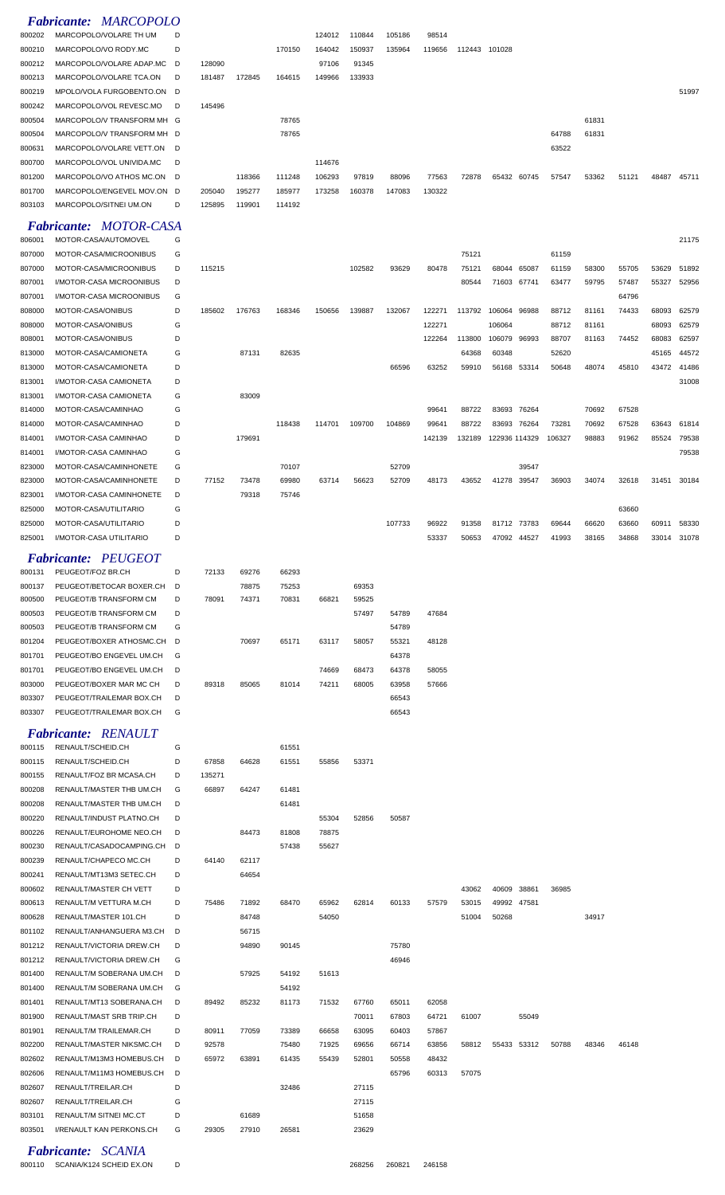## *Fabricante: MARCOPOLO*

| | | | | | | | | | | | | | | | | | |
|---|---|---|---|---|---|---|---|---|---|---|---|---|---|---|---|---|---|
| 800202 | MARCOPOLO/VOLARE TH UM | D | | | | 124012 | 110844 | 105186 | 98514 | | | | | | | | |
| 800210 | MARCOPOLO/VO RODY.MC | D | | | 170150 | 164042 | 150937 | 135964 | 119656 | 112443 | 101028 | | | | | | |
| 800212 | MARCOPOLO/VOLARE ADAP.MC | D | 128090 | | | 97106 | 91345 | | | | | | | | | | |
| 800213 | MARCOPOLO/VOLARE TCA.ON | D | 181487 | 172845 | 164615 | 149966 | 133933 | | | | | | | | | | |
| 800219 | MPOLO/VOLA FURGOBENTO.ON | D | | | | | | | | | | | | | | | 51997 |
| 800242 | MARCOPOLO/VOL REVESC.MO | D | 145496 | | | | | | | | | | | | | | |
| 800504 | MARCOPOLO/V TRANSFORM MH | G | | | 78765 | | | | | | | | | 61831 | | | |
| 800504 | MARCOPOLO/V TRANSFORM MH | D | | | 78765 | | | | | | | | 64788 | 61831 | | | |
| 800631 | MARCOPOLO/VOLARE VETT.ON | D | | | | | | | | | | | 63522 | | | | |
| 800700 | MARCOPOLO/VOL UNIVIDA.MC | D | | | | 114676 | | | | | | | | | | | |
| 801200 | MARCOPOLO/VO ATHOS MC.ON | D | | 118366 | 111248 | 106293 | 97819 | 88096 | 77563 | 72878 | 65432 | 60745 | 57547 | 53362 | 51121 | 48487 | 45711 |
| 801700 | MARCOPOLO/ENGEVEL MOV.ON | D | 205040 | 195277 | 185977 | 173258 | 160378 | 147083 | 130322 | | | | | | | | |
| 803103 | MARCOPOLO/SITNEI UM.ON | D | 125895 | 119901 | 114192 | | | | | | | | | | | | |

## *Fabricante: MOTOR-CASA*

| | | | | | | | | | | | | | | | | | |
|---|---|---|---|---|---|---|---|---|---|---|---|---|---|---|---|---|---|
| 806001 | MOTOR-CASA/AUTOMOVEL | G | | | | | | | | | | | | | | | 21175 |
| 807000 | MOTOR-CASA/MICROONIBUS | G | | | | | | | | 75121 | | | 61159 | | | | |
| 807000 | MOTOR-CASA/MICROONIBUS | D | 115215 | | | | 102582 | 93629 | 80478 | 75121 | 68044 | 65087 | 61159 | 58300 | 55705 | 53629 | 51892 |
| 807001 | I/MOTOR-CASA MICROONIBUS | D | | | | | | | | 80544 | 71603 | 67741 | 63477 | 59795 | 57487 | 55327 | 52956 |
| 807001 | I/MOTOR-CASA MICROONIBUS | G | | | | | | | | | | | | | 64796 | | |
| 808000 | MOTOR-CASA/ONIBUS | D | 185602 | 176763 | 168346 | 150656 | 139887 | 132067 | 122271 | 113792 | 106064 | 96988 | 88712 | 81161 | 74433 | 68093 | 62579 |
| 808000 | MOTOR-CASA/ONIBUS | G | | | | | | | 122271 | | 106064 | | 88712 | 81161 | | 68093 | 62579 |
| 808001 | MOTOR-CASA/ONIBUS | D | | | | | | | 122264 | 113800 | 106079 | 96993 | 88707 | 81163 | 74452 | 68083 | 62597 |
| 813000 | MOTOR-CASA/CAMIONETA | G | | 87131 | 82635 | | | | | 64368 | 60348 | | 52620 | | | 45165 | 44572 |
| 813000 | MOTOR-CASA/CAMIONETA | D | | | | | | 66596 | 63252 | 59910 | 56168 | 53314 | 50648 | 48074 | 45810 | 43472 | 41486 |
| 813001 | I/MOTOR-CASA CAMIONETA | D | | | | | | | | | | | | | | | 31008 |
| 813001 | I/MOTOR-CASA CAMIONETA | G | | 83009 | | | | | | | | | | | | | |
| 814000 | MOTOR-CASA/CAMINHAO | G | | | | | | | 99641 | 88722 | 83693 | 76264 | | 70692 | 67528 | | |
| 814000 | MOTOR-CASA/CAMINHAO | D | | | 118438 | 114701 | 109700 | 104869 | 99641 | 88722 | 83693 | 76264 | 73281 | 70692 | 67528 | 63643 | 61814 |
| 814001 | I/MOTOR-CASA CAMINHAO | D | | 179691 | | | | | 142139 | 132189 | 122936 | 114329 | 106327 | 98883 | 91962 | 85524 | 79538 |
| 814001 | I/MOTOR-CASA CAMINHAO | G | | | | | | | | | | | | | | | 79538 |
| 823000 | MOTOR-CASA/CAMINHONETE | G | | | 70107 | | | 52709 | | | | 39547 | | | | | |
| 823000 | MOTOR-CASA/CAMINHONETE | D | 77152 | 73478 | 69980 | 63714 | 56623 | 52709 | 48173 | 43652 | 41278 | 39547 | 36903 | 34074 | 32618 | 31451 | 30184 |
| 823001 | I/MOTOR-CASA CAMINHONETE | D | | 79318 | 75746 | | | | | | | | | | | | |
| 825000 | MOTOR-CASA/UTILITARIO | G | | | | | | | | | | | | | 63660 | | |
| 825000 | MOTOR-CASA/UTILITARIO | D | | | | | | 107733 | 96922 | 91358 | 81712 | 73783 | 69644 | 66620 | 63660 | 60911 | 58330 |
| 825001 | I/MOTOR-CASA UTILITARIO | D | | | | | | | 53337 | 50653 | 47092 | 44527 | 41993 | 38165 | 34868 | 33014 | 31078 |

## *Fabricante: PEUGEOT*

| | | | | | | | | | |
|---|---|---|---|---|---|---|---|---|---|
| 800131 | PEUGEOT/FOZ BR.CH | D | 72133 | 69276 | 66293 | | | | |
| 800137 | PEUGEOT/BETOCAR BOXER.CH | D | | 78875 | 75253 | | 69353 | | |
| 800500 | PEUGEOT/B TRANSFORM CM | D | 78091 | 74371 | 70831 | 66821 | 59525 | | |
| 800503 | PEUGEOT/B TRANSFORM CM | D | | | | | 57497 | 54789 | 47684 |
| 800503 | PEUGEOT/B TRANSFORM CM | G | | | | | | 54789 | |
| 801204 | PEUGEOT/BOXER ATHOSMC.CH | D | | 70697 | 65171 | 63117 | 58057 | 55321 | 48128 |
| 801701 | PEUGEOT/BO ENGEVEL UM.CH | G | | | | | | 64378 | |
| 801701 | PEUGEOT/BO ENGEVEL UM.CH | D | | | | 74669 | 68473 | 64378 | 58055 |
| 803000 | PEUGEOT/BOXER MAR MC CH | D | 89318 | 85065 | 81014 | 74211 | 68005 | 63958 | 57666 |
| 803307 | PEUGEOT/TRAILEMAR BOX.CH | D | | | | | | 66543 | |
| 803307 | PEUGEOT/TRAILEMAR BOX.CH | G | | | | | | 66543 | |

## *Fabricante: RENAULT*

| | | | | | | | | | | | | | | | |
|---|---|---|---|---|---|---|---|---|---|---|---|---|---|---|---|
| 800115 | RENAULT/SCHEID.CH | G | | | 61551 | | | | | | | | | | |
| 800115 | RENAULT/SCHEID.CH | D | 67858 | 64628 | 61551 | 55856 | 53371 | | | | | | | | |
| 800155 | RENAULT/FOZ BR MCASA.CH | D | 135271 | | | | | | | | | | | | |
| 800208 | RENAULT/MASTER THB UM.CH | G | 66897 | 64247 | 61481 | | | | | | | | | | |
| 800208 | RENAULT/MASTER THB UM.CH | D | | | 61481 | | | | | | | | | | |
| 800220 | RENAULT/INDUST PLATNO.CH | D | | | | 55304 | 52856 | 50587 | | | | | | | |
| 800226 | RENAULT/EUROHOME NEO.CH | D | | 84473 | 81808 | 78875 | | | | | | | | | |
| 800230 | RENAULT/CASADOCAMPING.CH | D | | | 57438 | 55627 | | | | | | | | | |
| 800239 | RENAULT/CHAPECO MC.CH | D | 64140 | 62117 | | | | | | | | | | | |
| 800241 | RENAULT/MT13M3 SETEC.CH | D | | 64654 | | | | | | | | | | | |
| 800602 | RENAULT/MASTER CH VETT | D | | | | | | | | 43062 | 40609 | 38861 | 36985 | | |
| 800613 | RENAULT/M VETTURA M.CH | D | 75486 | 71892 | 68470 | 65962 | 62814 | 60133 | 57579 | 53015 | 49992 | 47581 | | | |
| 800628 | RENAULT/MASTER 101.CH | D | | 84748 | | 54050 | | | | 51004 | 50268 | | | 34917 | |
| 801102 | RENAULT/ANHANGUERA M3.CH | D | | 56715 | | | | | | | | | | | |
| 801212 | RENAULT/VICTORIA DREW.CH | D | | 94890 | 90145 | | | 75780 | | | | | | | |
| 801212 | RENAULT/VICTORIA DREW.CH | G | | | | | | 46946 | | | | | | | |
| 801400 | RENAULT/M SOBERANA UM.CH | D | | 57925 | 54192 | 51613 | | | | | | | | | |
| 801400 | RENAULT/M SOBERANA UM.CH | G | | | 54192 | | | | | | | | | | |
| 801401 | RENAULT/MT13 SOBERANA.CH | D | 89492 | 85232 | 81173 | 71532 | 67760 | 65011 | 62058 | | | | | | |
| 801900 | RENAULT/MAST SRB TRIP.CH | D | | | | | 70011 | 67803 | 64721 | 61007 | | 55049 | | | |
| 801901 | RENAULT/M TRAILEMAR.CH | D | 80911 | 77059 | 73389 | 66658 | 63095 | 60403 | 57867 | | | | | | |
| 802200 | RENAULT/MASTER NIKSMC.CH | D | 92578 | | 75480 | 71925 | 69656 | 66714 | 63856 | 58812 | 55433 | 53312 | 50788 | 48346 | 46148 |
| 802602 | RENAULT/M13M3 HOMEBUS.CH | D | 65972 | 63891 | 61435 | 55439 | 52801 | 50558 | 48432 | | | | | | |
| 802606 | RENAULT/M11M3 HOMEBUS.CH | D | | | | | | 65796 | 60313 | 57075 | | | | | |
| 802607 | RENAULT/TREILAR.CH | D | | | 32486 | | 27115 | | | | | | | | |
| 802607 | RENAULT/TREILAR.CH | G | | | | | 27115 | | | | | | | | |
| 803101 | RENAULT/M SITNEI MC.CT | D | | 61689 | | | 51658 | | | | | | | | |
| 803501 | I/RENAULT KAN PERKONS.CH | G | 29305 | 27910 | 26581 | | 23629 | | | | | | | | |

## *Fabricante: SCANIA*

| | | | | | | | | | |
|---|---|---|---|---|---|---|---|---|---|
| 800110 | SCANIA/K124 SCHEID EX.ON | D | | | | | 268256 | 260821 | 246158 |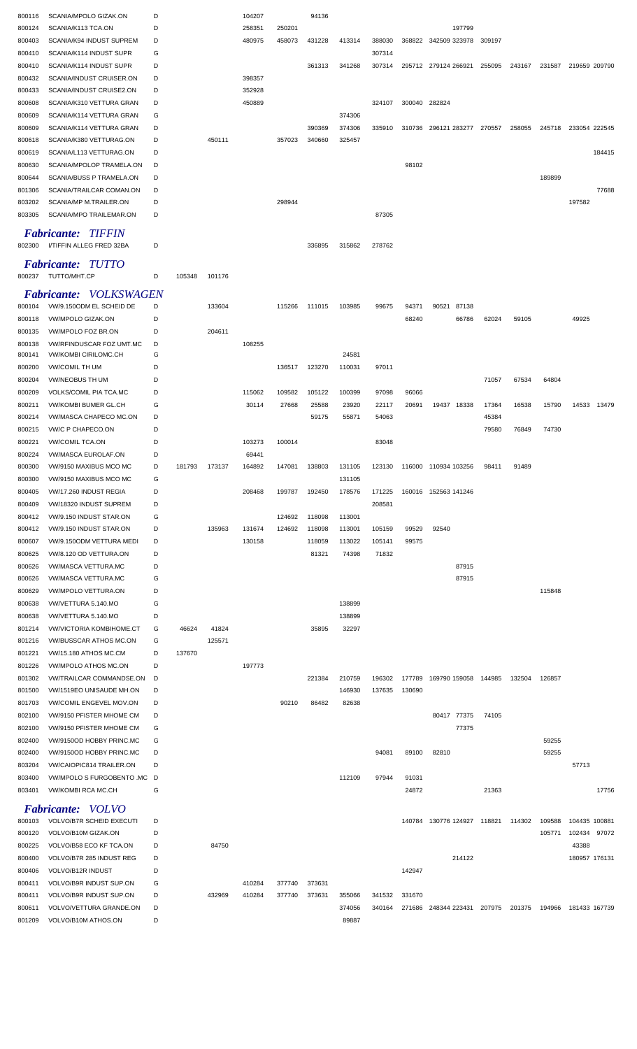| | | | | | | | | | | | | | | | | | |
|---|---|---|---|---|---|---|---|---|---|---|---|---|---|---|---|---|---|
| 800116 | SCANIA/MPOLO GIZAK.ON | D | | | 104207 | | 94136 | | | | | | | | | | |
| 800124 | SCANIA/K113 TCA.ON | D | | | 258351 | 250201 | | | | | | 197799 | | | | | |
| 800403 | SCANIA/K94 INDUST SUPREM | D | | | 480975 | 458073 | 431228 | 413314 | 388030 | 368822 | 342509 | 323978 | 309197 | | | | |
| 800410 | SCANIA/K114 INDUST SUPR | G | | | | | | | 307314 | | | | | | | | |
| 800410 | SCANIA/K114 INDUST SUPR | D | | | | | 361313 | 341268 | 307314 | 295712 | 279124 | 266921 | 255095 | 243167 | 231587 | 219659 | 209790 |
| 800432 | SCANIA/INDUST CRUISER.ON | D | | | 398357 | | | | | | | | | | | | |
| 800433 | SCANIA/INDUST CRUISE2.ON | D | | | 352928 | | | | | | | | | | | | |
| 800608 | SCANIA/K310 VETTURA GRAN | D | | | 450889 | | | | 324107 | 300040 | 282824 | | | | | | |
| 800609 | SCANIA/K114 VETTURA GRAN | G | | | | | | 374306 | | | | | | | | | |
| 800609 | SCANIA/K114 VETTURA GRAN | D | | | | | 390369 | 374306 | 335910 | 310736 | 296121 | 283277 | 270557 | 258055 | 245718 | 233054 | 222545 |
| 800618 | SCANIA/K380 VETTURAG.ON | D | | 450111 | | 357023 | 340660 | 325457 | | | | | | | | | |
| 800619 | SCANIA/L113 VETTURAG.ON | D | | | | | | | | | | | | | | | 184415 |
| 800630 | SCANIA/MPOLOP TRAMELA.ON | D | | | | | | | | 98102 | | | | | | | |
| 800644 | SCANIA/BUSS P TRAMELA.ON | D | | | | | | | | | | | | | 189899 | | |
| 801306 | SCANIA/TRAILCAR COMAN.ON | D | | | | | | | | | | | | | | | 77688 |
| 803202 | SCANIA/MP M.TRAILER.ON | D | | | | 298944 | | | | | | | | | | 197582 | |
| 803305 | SCANIA/MPO TRAILEMAR.ON | D | | | | | | | 87305 | | | | | | | | |

### *Fabricante: TIFFIN*

| | | | | | | | | | | | | | | | | | |
|---|---|---|---|---|---|---|---|---|---|---|---|---|---|---|---|---|---|
| 802300 | I/TIFFIN ALLEG FRED 32BA | D | | | | | 336895 | 315862 | 278762 | | | | | | | | |

### *Fabricante: TUTTO*

| | | | | | | | | | | | | | | | | | |
|---|---|---|---|---|---|---|---|---|---|---|---|---|---|---|---|---|---|
| 800237 | TUTTO/MHT.CP | D | 105348 | 101176 | | | | | | | | | | | | | |

### *Fabricante: VOLKSWAGEN*

| | | | | | | | | | | | | | | | | | |
|---|---|---|---|---|---|---|---|---|---|---|---|---|---|---|---|---|---|
| 800104 | VW/9.150ODM EL SCHEID DE | D | | 133604 | | 115266 | 111015 | 103985 | 99675 | 94371 | 90521 | 87138 | | | | | |
| 800118 | VW/MPOLO GIZAK.ON | D | | | | | | | | 68240 | | 66786 | 62024 | 59105 | | 49925 | |
| 800135 | VW/MPOLO FOZ BR.ON | D | | 204611 | | | | | | | | | | | | | |
| 800138 | VW/RFINDUSCAR FOZ UMT.MC | D | | | 108255 | | | | | | | | | | | | |
| 800141 | VW/KOMBI CIRILOMC.CH | G | | | | | | 24581 | | | | | | | | | |
| 800200 | VW/COMIL TH UM | D | | | | 136517 | 123270 | 110031 | 97011 | | | | | | | | |
| 800204 | VW/NEOBUS TH UM | D | | | | | | | | | | | 71057 | 67534 | 64804 | | |
| 800209 | VOLKS/COMIL PIA TCA.MC | D | | | 115062 | 109582 | 105122 | 100399 | 97098 | 96066 | | | | | | | |
| 800211 | VW/KOMBI BUMER GL.CH | G | | | 30114 | 27668 | 25588 | 23920 | 22117 | 20691 | 19437 | 18338 | 17364 | 16538 | 15790 | 14533 | 13479 |
| 800214 | VW/MASCA CHAPECO MC.ON | D | | | | | 59175 | 55871 | 54063 | | | | 45384 | | | | |
| 800215 | VW/C P CHAPECO.ON | D | | | | | | | | | | | 79580 | 76849 | 74730 | | |
| 800221 | VW/COMIL TCA.ON | D | | | 103273 | 100014 | | | 83048 | | | | | | | | |
| 800224 | VW/MASCA EUROLAF.ON | D | | | 69441 | | | | | | | | | | | | |
| 800300 | VW/9150 MAXIBUS MCO MC | D | 181793 | 173137 | 164892 | 147081 | 138803 | 131105 | 123130 | 116000 | 110934 | 103256 | 98411 | 91489 | | | |
| 800300 | VW/9150 MAXIBUS MCO MC | G | | | | | | 131105 | | | | | | | | | |
| 800405 | VW/17.260 INDUST REGIA | D | | | 208468 | 199787 | 192450 | 178576 | 171225 | 160016 | 152563 | 141246 | | | | | |
| 800409 | VW/18320 INDUST SUPREM | D | | | | | | | 208581 | | | | | | | | |
| 800412 | VW/9.150 INDUST STAR.ON | G | | | | 124692 | 118098 | 113001 | | | | | | | | | |
| 800412 | VW/9.150 INDUST STAR.ON | D | | 135963 | 131674 | 124692 | 118098 | 113001 | 105159 | 99529 | 92540 | | | | | | |
| 800607 | VW/9.150ODM VETTURA MEDI | D | | | 130158 | | 118059 | 113022 | 105141 | 99575 | | | | | | | |
| 800625 | VW/8.120 OD VETTURA.ON | D | | | | | 81321 | 74398 | 71832 | | | | | | | | |
| 800626 | VW/MASCA VETTURA.MC | D | | | | | | | | | | 87915 | | | | | |
| 800626 | VW/MASCA VETTURA.MC | G | | | | | | | | | | 87915 | | | | | |
| 800629 | VW/MPOLO VETTURA.ON | D | | | | | | | | | | | | | 115848 | | |
| 800638 | VW/VETTURA 5.140.MO | G | | | | | | 138899 | | | | | | | | | |
| 800638 | VW/VETTURA 5.140.MO | D | | | | | | 138899 | | | | | | | | | |
| 801214 | VW/VICTORIA KOMBIHOME.CT | G | 46624 | 41824 | | | 35895 | 32297 | | | | | | | | | |
| 801216 | VW/BUSSCAR ATHOS MC.ON | G | | 125571 | | | | | | | | | | | | | |
| 801221 | VW/15.180 ATHOS MC.CM | D | 137670 | | | | | | | | | | | | | | |
| 801226 | VW/MPOLO ATHOS MC.ON | D | | | 197773 | | | | | | | | | | | | |
| 801302 | VW/TRAILCAR COMMANDSE.ON | D | | | | | 221384 | 210759 | 196302 | 177789 | 169790 | 159058 | 144985 | 132504 | 126857 | | |
| 801500 | VW/1519EO UNISAUDE MH.ON | D | | | | | | 146930 | 137635 | 130690 | | | | | | | |
| 801703 | VW/COMIL ENGEVEL MOV.ON | D | | | | 90210 | 86482 | 82638 | | | | | | | | | |
| 802100 | VW/9150 PFISTER MHOME CM | D | | | | | | | | | 80417 | 77375 | 74105 | | | | |
| 802100 | VW/9150 PFISTER MHOME CM | G | | | | | | | | | | 77375 | | | | | |
| 802400 | VW/9150OD HOBBY PRINC.MC | G | | | | | | | | | | | | | 59255 | | |
| 802400 | VW/9150OD HOBBY PRINC.MC | D | | | | | | | 94081 | 89100 | 82810 | | | | 59255 | | |
| 803204 | VW/CAIOPIC814 TRAILER.ON | D | | | | | | | | | | | | | | 57713 | |
| 803400 | VW/MPOLO S FURGOBENTO .MC | D | | | | | | 112109 | 97944 | 91031 | | | | | | | |
| 803401 | VW/KOMBI RCA MC.CH | G | | | | | | | | 24872 | | | 21363 | | | | 17756 |

### *Fabricante: VOLVO*

| | | | | | | | | | | | | | | | | | |
|---|---|---|---|---|---|---|---|---|---|---|---|---|---|---|---|---|---|
| 800103 | VOLVO/B7R SCHEID EXECUTI | D | | | | | | | | 140784 | 130776 | 124927 | 118821 | 114302 | 109588 | 104435 | 100881 |
| 800120 | VOLVO/B10M GIZAK.ON | D | | | | | | | | | | | | | 105771 | 102434 | 97072 |
| 800225 | VOLVO/B58 ECO KF TCA.ON | D | | 84750 | | | | | | | | | | | | 43388 | |
| 800400 | VOLVO/B7R 285 INDUST REG | D | | | | | | | | | | 214122 | | | | 180957 | 176131 |
| 800406 | VOLVO/B12R INDUST | D | | | | | | | | 142947 | | | | | | | |
| 800411 | VOLVO/B9R INDUST SUP.ON | G | | | 410284 | 377740 | 373631 | | | | | | | | | | |
| 800411 | VOLVO/B9R INDUST SUP.ON | D | | 432969 | 410284 | 377740 | 373631 | 355066 | 341532 | 331670 | | | | | | | |
| 800611 | VOLVO/VETTURA GRANDE.ON | D | | | | | | 374056 | 340164 | 271686 | 248344 | 223431 | 207975 | 201375 | 194966 | 181433 | 167739 |
| 801209 | VOLVO/B10M ATHOS.ON | D | | | | | | 89887 | | | | | | | | | |